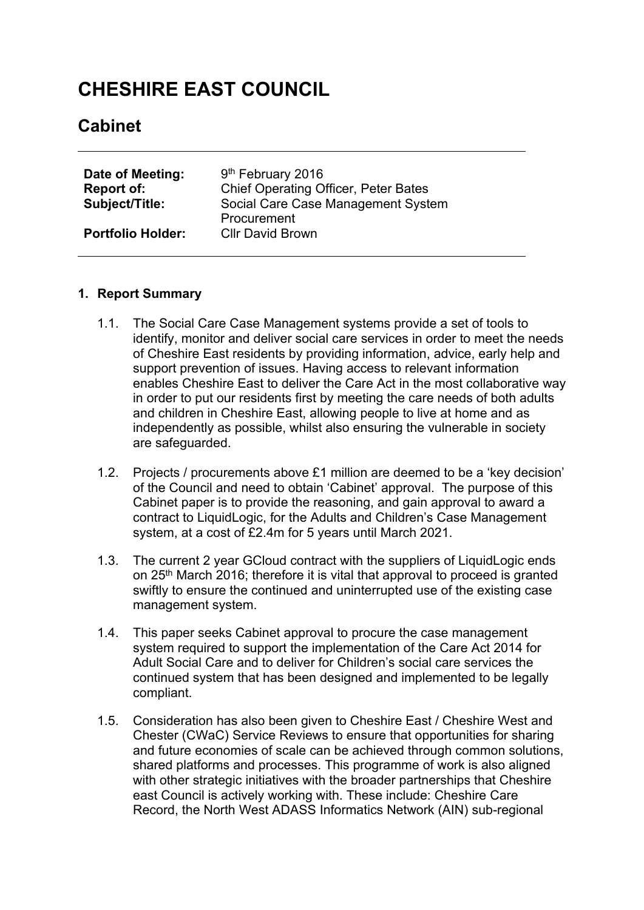# CHESHIRE EAST COUNCIL

## Cabinet

| | |
|---|---|
| **Date of Meeting:** | 9th February 2016 |
| **Report of:** | Chief Operating Officer, Peter Bates |
| **Subject/Title:** | Social Care Case Management System Procurement |
| **Portfolio Holder:** | Cllr David Brown |

### 1. Report Summary

1.1. The Social Care Case Management systems provide a set of tools to identify, monitor and deliver social care services in order to meet the needs of Cheshire East residents by providing information, advice, early help and support prevention of issues. Having access to relevant information enables Cheshire East to deliver the Care Act in the most collaborative way in order to put our residents first by meeting the care needs of both adults and children in Cheshire East, allowing people to live at home and as independently as possible, whilst also ensuring the vulnerable in society are safeguarded.

1.2. Projects / procurements above £1 million are deemed to be a 'key decision' of the Council and need to obtain 'Cabinet' approval. The purpose of this Cabinet paper is to provide the reasoning, and gain approval to award a contract to LiquidLogic, for the Adults and Children's Case Management system, at a cost of £2.4m for 5 years until March 2021.

1.3. The current 2 year GCloud contract with the suppliers of LiquidLogic ends on 25th March 2016; therefore it is vital that approval to proceed is granted swiftly to ensure the continued and uninterrupted use of the existing case management system.

1.4. This paper seeks Cabinet approval to procure the case management system required to support the implementation of the Care Act 2014 for Adult Social Care and to deliver for Children's social care services the continued system that has been designed and implemented to be legally compliant.

1.5. Consideration has also been given to Cheshire East / Cheshire West and Chester (CWaC) Service Reviews to ensure that opportunities for sharing and future economies of scale can be achieved through common solutions, shared platforms and processes. This programme of work is also aligned with other strategic initiatives with the broader partnerships that Cheshire east Council is actively working with. These include: Cheshire Care Record, the North West ADASS Informatics Network (AIN) sub-regional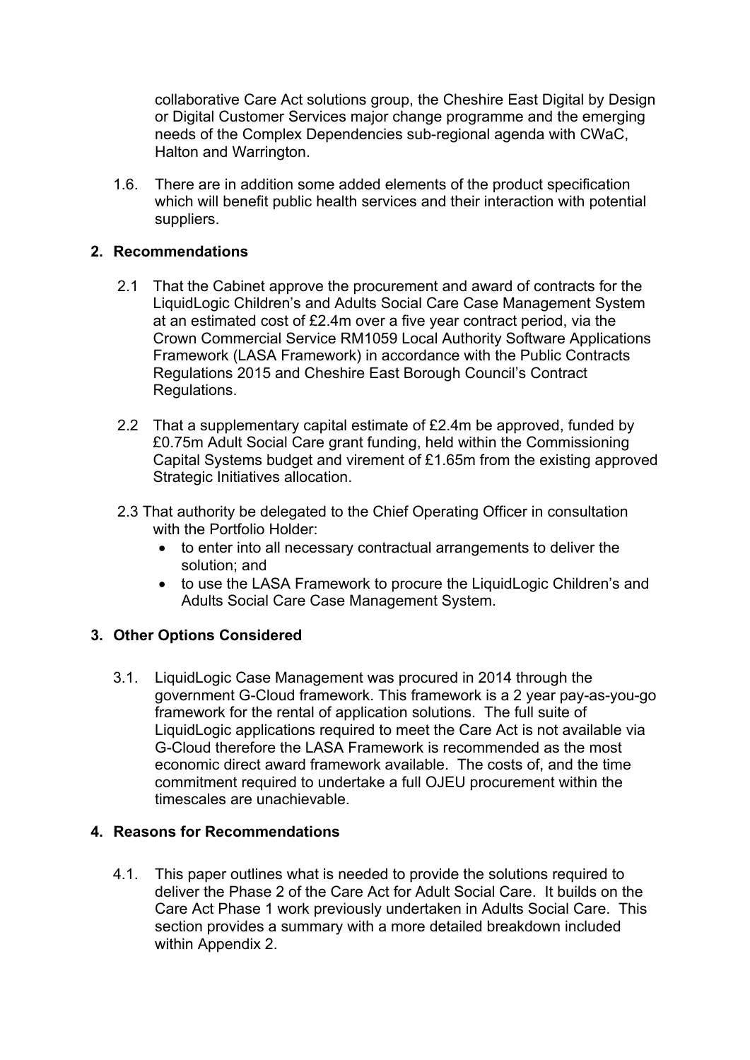collaborative Care Act solutions group, the Cheshire East Digital by Design or Digital Customer Services major change programme and the emerging needs of the Complex Dependencies sub-regional agenda with CWaC, Halton and Warrington.

1.6. There are in addition some added elements of the product specification which will benefit public health services and their interaction with potential suppliers.

## 2. Recommendations

2.1 That the Cabinet approve the procurement and award of contracts for the LiquidLogic Children's and Adults Social Care Case Management System at an estimated cost of £2.4m over a five year contract period, via the Crown Commercial Service RM1059 Local Authority Software Applications Framework (LASA Framework) in accordance with the Public Contracts Regulations 2015 and Cheshire East Borough Council's Contract Regulations.

2.2 That a supplementary capital estimate of £2.4m be approved, funded by £0.75m Adult Social Care grant funding, held within the Commissioning Capital Systems budget and virement of £1.65m from the existing approved Strategic Initiatives allocation.

2.3 That authority be delegated to the Chief Operating Officer in consultation with the Portfolio Holder:

- to enter into all necessary contractual arrangements to deliver the solution; and
- to use the LASA Framework to procure the LiquidLogic Children's and Adults Social Care Case Management System.

## 3. Other Options Considered

3.1. LiquidLogic Case Management was procured in 2014 through the government G-Cloud framework. This framework is a 2 year pay-as-you-go framework for the rental of application solutions. The full suite of LiquidLogic applications required to meet the Care Act is not available via G-Cloud therefore the LASA Framework is recommended as the most economic direct award framework available. The costs of, and the time commitment required to undertake a full OJEU procurement within the timescales are unachievable.

## 4. Reasons for Recommendations

4.1. This paper outlines what is needed to provide the solutions required to deliver the Phase 2 of the Care Act for Adult Social Care. It builds on the Care Act Phase 1 work previously undertaken in Adults Social Care. This section provides a summary with a more detailed breakdown included within Appendix 2.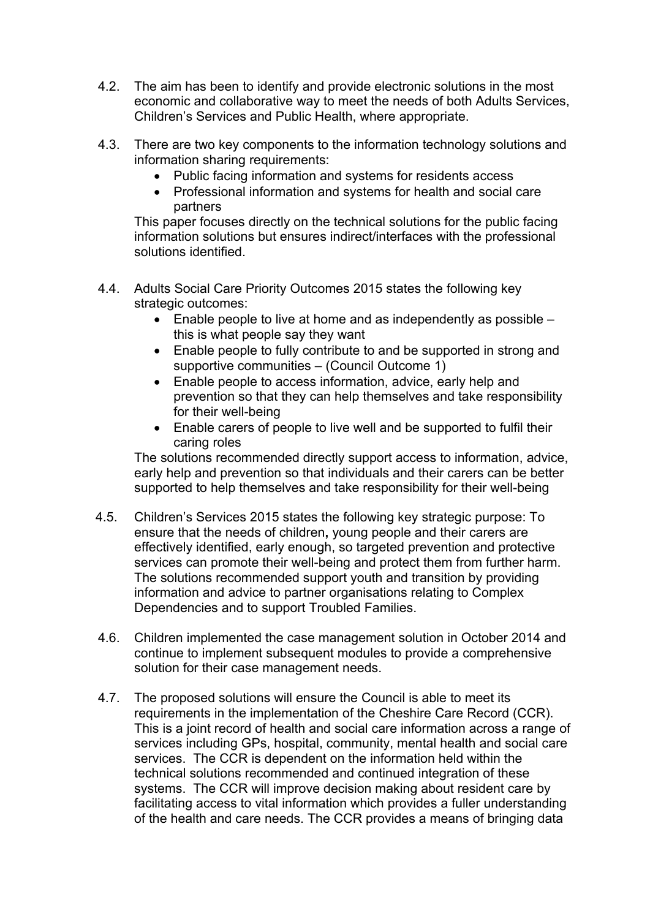4.2. The aim has been to identify and provide electronic solutions in the most economic and collaborative way to meet the needs of both Adults Services, Children's Services and Public Health, where appropriate.

4.3. There are two key components to the information technology solutions and information sharing requirements:

- Public facing information and systems for residents access
- Professional information and systems for health and social care partners

This paper focuses directly on the technical solutions for the public facing information solutions but ensures indirect/interfaces with the professional solutions identified.

4.4. Adults Social Care Priority Outcomes 2015 states the following key strategic outcomes:

- Enable people to live at home and as independently as possible – this is what people say they want
- Enable people to fully contribute to and be supported in strong and supportive communities – (Council Outcome 1)
- Enable people to access information, advice, early help and prevention so that they can help themselves and take responsibility for their well-being
- Enable carers of people to live well and be supported to fulfil their caring roles

The solutions recommended directly support access to information, advice, early help and prevention so that individuals and their carers can be better supported to help themselves and take responsibility for their well-being

4.5. Children's Services 2015 states the following key strategic purpose: To ensure that the needs of children**,** young people and their carers are effectively identified, early enough, so targeted prevention and protective services can promote their well-being and protect them from further harm. The solutions recommended support youth and transition by providing information and advice to partner organisations relating to Complex Dependencies and to support Troubled Families.

4.6. Children implemented the case management solution in October 2014 and continue to implement subsequent modules to provide a comprehensive solution for their case management needs.

4.7. The proposed solutions will ensure the Council is able to meet its requirements in the implementation of the Cheshire Care Record (CCR). This is a joint record of health and social care information across a range of services including GPs, hospital, community, mental health and social care services. The CCR is dependent on the information held within the technical solutions recommended and continued integration of these systems. The CCR will improve decision making about resident care by facilitating access to vital information which provides a fuller understanding of the health and care needs. The CCR provides a means of bringing data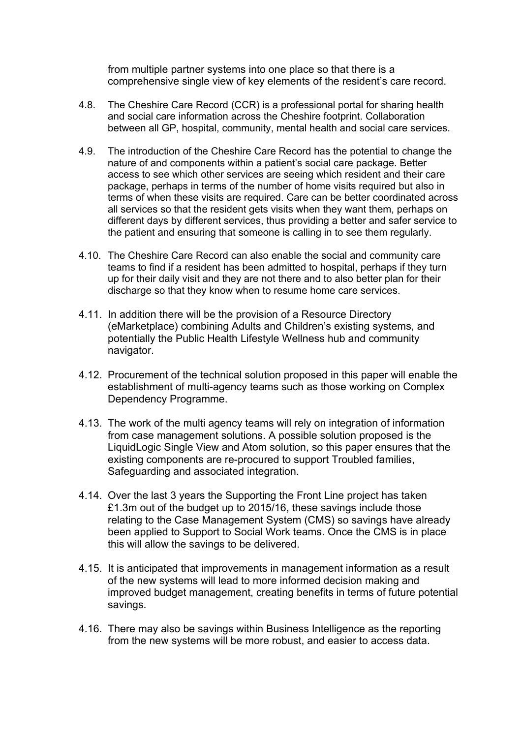from multiple partner systems into one place so that there is a comprehensive single view of key elements of the resident's care record.

4.8. The Cheshire Care Record (CCR) is a professional portal for sharing health and social care information across the Cheshire footprint. Collaboration between all GP, hospital, community, mental health and social care services.

4.9. The introduction of the Cheshire Care Record has the potential to change the nature of and components within a patient's social care package. Better access to see which other services are seeing which resident and their care package, perhaps in terms of the number of home visits required but also in terms of when these visits are required. Care can be better coordinated across all services so that the resident gets visits when they want them, perhaps on different days by different services, thus providing a better and safer service to the patient and ensuring that someone is calling in to see them regularly.

4.10. The Cheshire Care Record can also enable the social and community care teams to find if a resident has been admitted to hospital, perhaps if they turn up for their daily visit and they are not there and to also better plan for their discharge so that they know when to resume home care services.

4.11. In addition there will be the provision of a Resource Directory (eMarketplace) combining Adults and Children's existing systems, and potentially the Public Health Lifestyle Wellness hub and community navigator.

4.12. Procurement of the technical solution proposed in this paper will enable the establishment of multi-agency teams such as those working on Complex Dependency Programme.

4.13. The work of the multi agency teams will rely on integration of information from case management solutions. A possible solution proposed is the LiquidLogic Single View and Atom solution, so this paper ensures that the existing components are re-procured to support Troubled families, Safeguarding and associated integration.

4.14. Over the last 3 years the Supporting the Front Line project has taken £1.3m out of the budget up to 2015/16, these savings include those relating to the Case Management System (CMS) so savings have already been applied to Support to Social Work teams. Once the CMS is in place this will allow the savings to be delivered.

4.15. It is anticipated that improvements in management information as a result of the new systems will lead to more informed decision making and improved budget management, creating benefits in terms of future potential savings.

4.16. There may also be savings within Business Intelligence as the reporting from the new systems will be more robust, and easier to access data.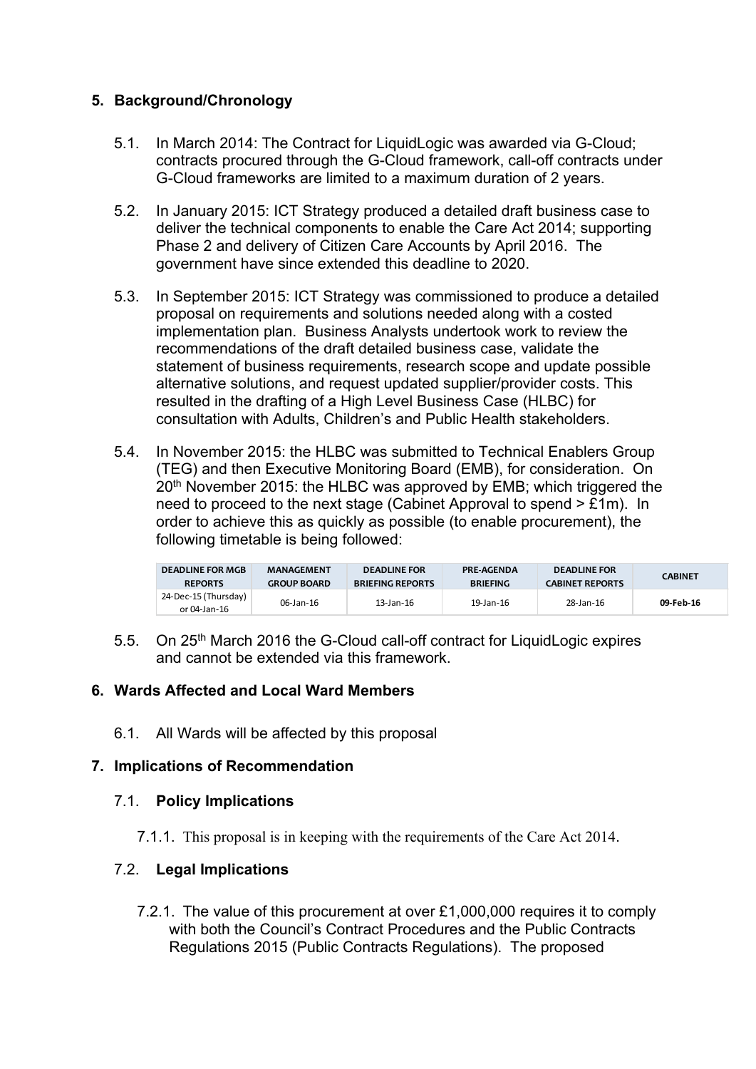## 5. Background/Chronology

5.1. In March 2014: The Contract for LiquidLogic was awarded via G-Cloud; contracts procured through the G-Cloud framework, call-off contracts under G-Cloud frameworks are limited to a maximum duration of 2 years.

5.2. In January 2015: ICT Strategy produced a detailed draft business case to deliver the technical components to enable the Care Act 2014; supporting Phase 2 and delivery of Citizen Care Accounts by April 2016. The government have since extended this deadline to 2020.

5.3. In September 2015: ICT Strategy was commissioned to produce a detailed proposal on requirements and solutions needed along with a costed implementation plan. Business Analysts undertook work to review the recommendations of the draft detailed business case, validate the statement of business requirements, research scope and update possible alternative solutions, and request updated supplier/provider costs. This resulted in the drafting of a High Level Business Case (HLBC) for consultation with Adults, Children's and Public Health stakeholders.

5.4. In November 2015: the HLBC was submitted to Technical Enablers Group (TEG) and then Executive Monitoring Board (EMB), for consideration. On 20th November 2015: the HLBC was approved by EMB; which triggered the need to proceed to the next stage (Cabinet Approval to spend > £1m). In order to achieve this as quickly as possible (to enable procurement), the following timetable is being followed:

| DEADLINE FOR MGB REPORTS | MANAGEMENT GROUP BOARD | DEADLINE FOR BRIEFING REPORTS | PRE-AGENDA BRIEFING | DEADLINE FOR CABINET REPORTS | CABINET |
|---|---|---|---|---|---|
| 24-Dec-15 (Thursday) or 04-Jan-16 | 06-Jan-16 | 13-Jan-16 | 19-Jan-16 | 28-Jan-16 | **09-Feb-16** |

5.5. On 25th March 2016 the G-Cloud call-off contract for LiquidLogic expires and cannot be extended via this framework.

## 6. Wards Affected and Local Ward Members

6.1. All Wards will be affected by this proposal

## 7. Implications of Recommendation

### 7.1. Policy Implications

7.1.1. This proposal is in keeping with the requirements of the Care Act 2014.

### 7.2. Legal Implications

7.2.1. The value of this procurement at over £1,000,000 requires it to comply with both the Council's Contract Procedures and the Public Contracts Regulations 2015 (Public Contracts Regulations). The proposed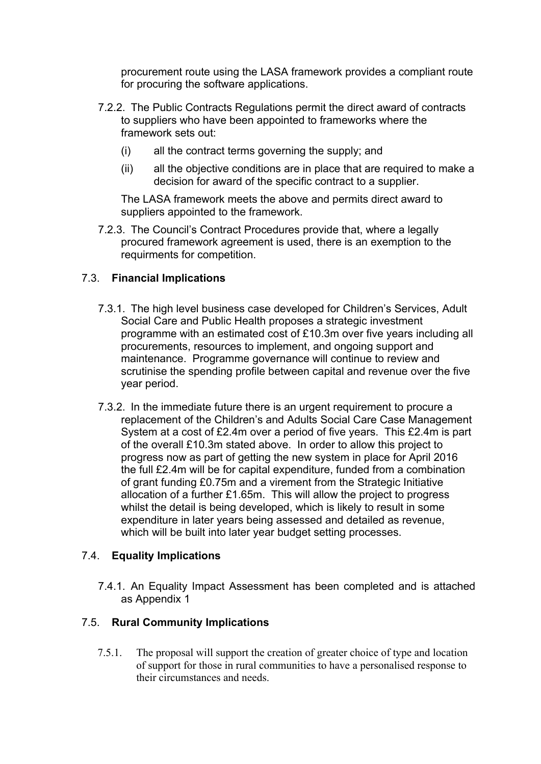procurement route using the LASA framework provides a compliant route for procuring the software applications.

7.2.2. The Public Contracts Regulations permit the direct award of contracts to suppliers who have been appointed to frameworks where the framework sets out:

(i) all the contract terms governing the supply; and

(ii) all the objective conditions are in place that are required to make a decision for award of the specific contract to a supplier.

The LASA framework meets the above and permits direct award to suppliers appointed to the framework.

7.2.3. The Council's Contract Procedures provide that, where a legally procured framework agreement is used, there is an exemption to the requirments for competition.

## 7.3. **Financial Implications**

7.3.1. The high level business case developed for Children's Services, Adult Social Care and Public Health proposes a strategic investment programme with an estimated cost of £10.3m over five years including all procurements, resources to implement, and ongoing support and maintenance. Programme governance will continue to review and scrutinise the spending profile between capital and revenue over the five year period.

7.3.2. In the immediate future there is an urgent requirement to procure a replacement of the Children's and Adults Social Care Case Management System at a cost of £2.4m over a period of five years. This £2.4m is part of the overall £10.3m stated above. In order to allow this project to progress now as part of getting the new system in place for April 2016 the full £2.4m will be for capital expenditure, funded from a combination of grant funding £0.75m and a virement from the Strategic Initiative allocation of a further £1.65m. This will allow the project to progress whilst the detail is being developed, which is likely to result in some expenditure in later years being assessed and detailed as revenue, which will be built into later year budget setting processes.

## 7.4. **Equality Implications**

7.4.1. An Equality Impact Assessment has been completed and is attached as Appendix 1

## 7.5. **Rural Community Implications**

7.5.1. The proposal will support the creation of greater choice of type and location of support for those in rural communities to have a personalised response to their circumstances and needs.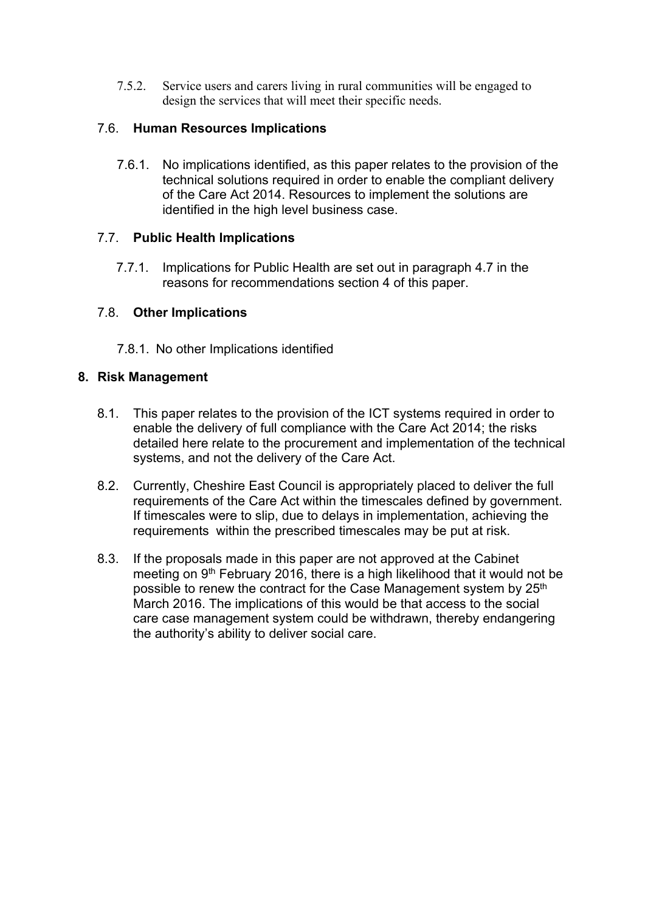7.5.2. Service users and carers living in rural communities will be engaged to design the services that will meet their specific needs.

### 7.6. Human Resources Implications

7.6.1. No implications identified, as this paper relates to the provision of the technical solutions required in order to enable the compliant delivery of the Care Act 2014. Resources to implement the solutions are identified in the high level business case.

### 7.7. Public Health Implications

7.7.1. Implications for Public Health are set out in paragraph 4.7 in the reasons for recommendations section 4 of this paper.

### 7.8. Other Implications

7.8.1. No other Implications identified

## 8. Risk Management

8.1. This paper relates to the provision of the ICT systems required in order to enable the delivery of full compliance with the Care Act 2014; the risks detailed here relate to the procurement and implementation of the technical systems, and not the delivery of the Care Act.

8.2. Currently, Cheshire East Council is appropriately placed to deliver the full requirements of the Care Act within the timescales defined by government. If timescales were to slip, due to delays in implementation, achieving the requirements within the prescribed timescales may be put at risk.

8.3. If the proposals made in this paper are not approved at the Cabinet meeting on 9th February 2016, there is a high likelihood that it would not be possible to renew the contract for the Case Management system by 25th March 2016. The implications of this would be that access to the social care case management system could be withdrawn, thereby endangering the authority's ability to deliver social care.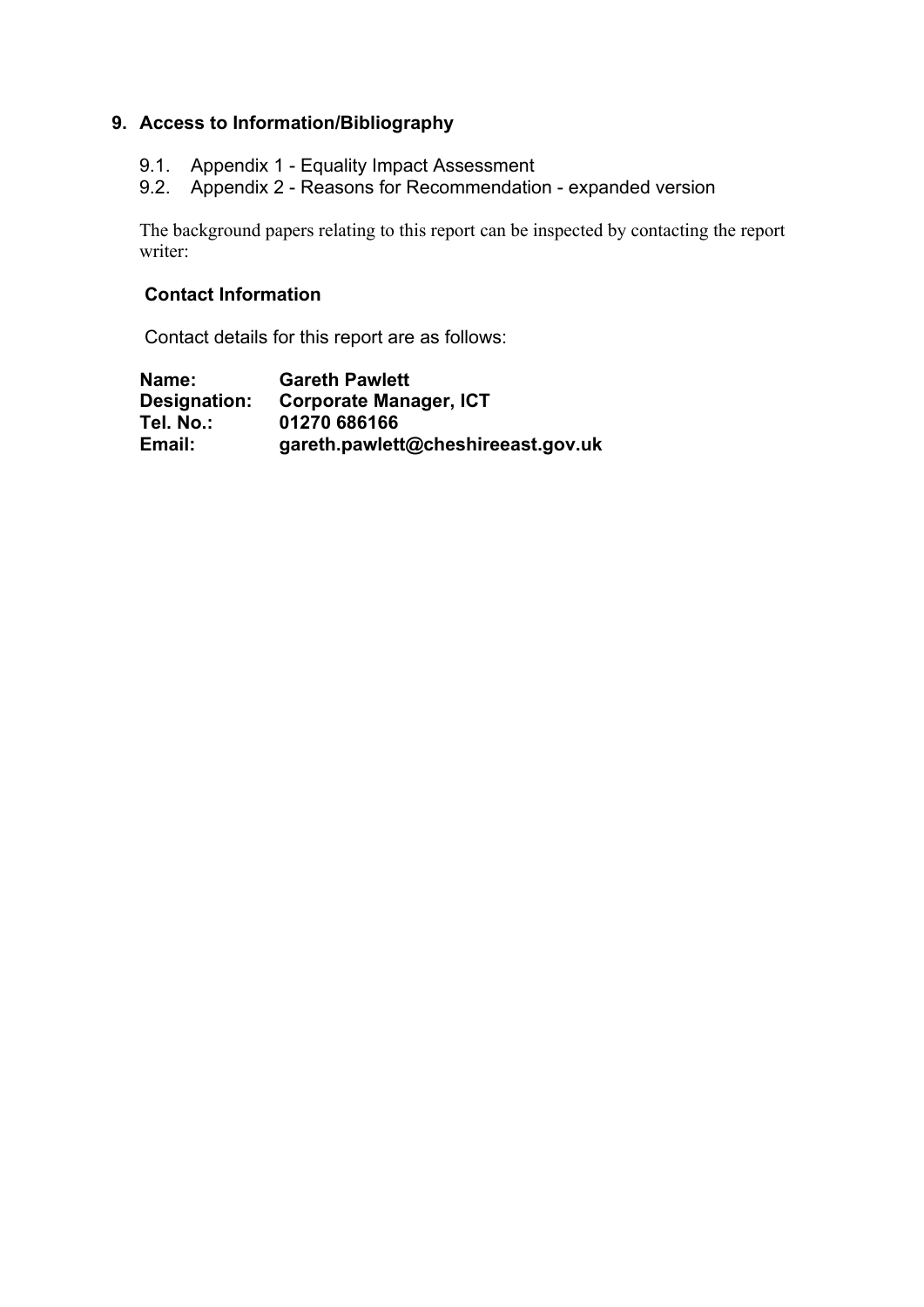## 9. Access to Information/Bibliography

9.1. Appendix 1 - Equality Impact Assessment
9.2. Appendix 2 - Reasons for Recommendation - expanded version

The background papers relating to this report can be inspected by contacting the report writer:

**Contact Information**

Contact details for this report are as follows:

| | |
|---|---|
| **Name:** | **Gareth Pawlett** |
| **Designation:** | **Corporate Manager, ICT** |
| **Tel. No.:** | **01270 686166** |
| **Email:** | **gareth.pawlett@cheshireeast.gov.uk** |